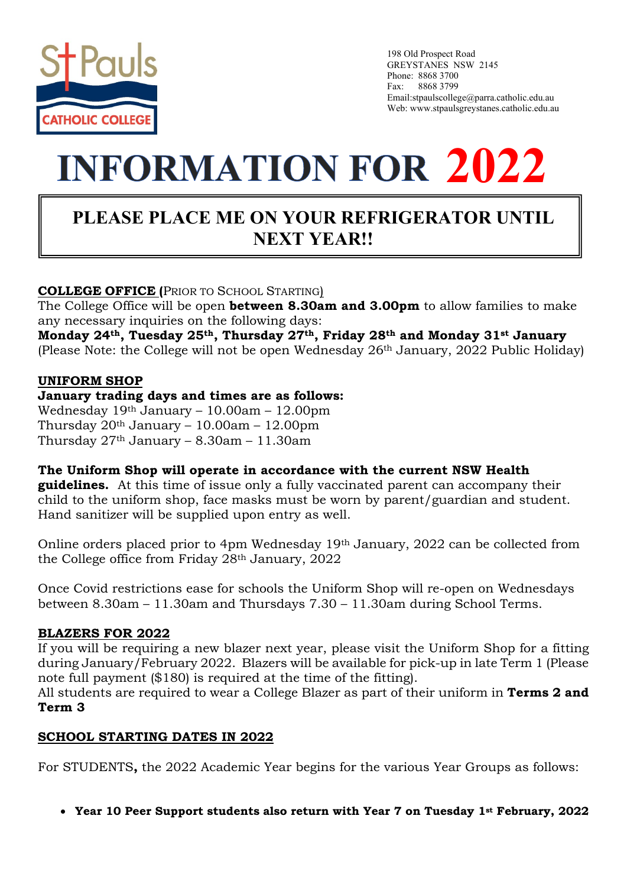St Pauls CATHOLIC COLLEGE

198 Old Prospect Road
GREYSTANES NSW 2145
Phone: 8868 3700
Fax: 8868 3799
Email:stpaulscollege@parra.catholic.edu.au
Web: www.stpaulsgreystanes.catholic.edu.au

# INFORMATION FOR 2022

## PLEASE PLACE ME ON YOUR REFRIGERATOR UNTIL NEXT YEAR!!

**COLLEGE OFFICE (**PRIOR TO SCHOOL STARTING)

The College Office will be open **between 8.30am and 3.00pm** to allow families to make any necessary inquiries on the following days:
**Monday 24th, Tuesday 25th, Thursday 27th, Friday 28th and Monday 31st January**
(Please Note: the College will not be open Wednesday 26th January, 2022 Public Holiday)

**UNIFORM SHOP**

**January trading days and times are as follows:**
Wednesday 19th January – 10.00am – 12.00pm
Thursday 20th January – 10.00am – 12.00pm
Thursday 27th January – 8.30am – 11.30am

**The Uniform Shop will operate in accordance with the current NSW Health guidelines.** At this time of issue only a fully vaccinated parent can accompany their child to the uniform shop, face masks must be worn by parent/guardian and student. Hand sanitizer will be supplied upon entry as well.

Online orders placed prior to 4pm Wednesday 19th January, 2022 can be collected from the College office from Friday 28th January, 2022

Once Covid restrictions ease for schools the Uniform Shop will re-open on Wednesdays between 8.30am – 11.30am and Thursdays 7.30 – 11.30am during School Terms.

**BLAZERS FOR 2022**

If you will be requiring a new blazer next year, please visit the Uniform Shop for a fitting during January/February 2022. Blazers will be available for pick-up in late Term 1 (Please note full payment ($180) is required at the time of the fitting).
All students are required to wear a College Blazer as part of their uniform in **Terms 2 and Term 3**

**SCHOOL STARTING DATES IN 2022**

For STUDENTS**,** the 2022 Academic Year begins for the various Year Groups as follows:

- **Year 10 Peer Support students also return with Year 7 on Tuesday 1st February, 2022**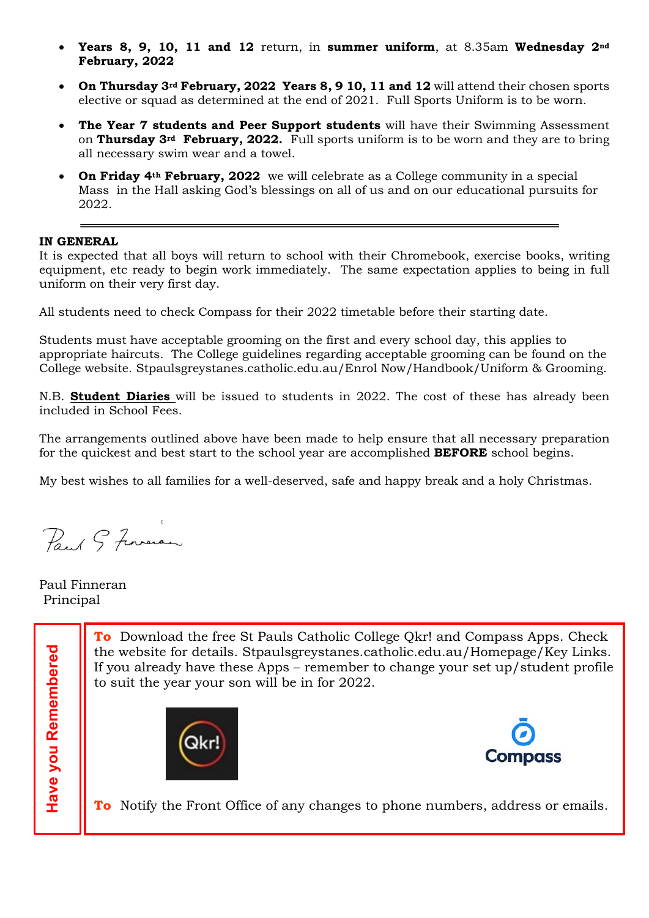- **Years 8, 9, 10, 11 and 12** return, in **summer uniform**, at 8.35am **Wednesday 2nd February, 2022**
- **On Thursday 3rd February, 2022 Years 8, 9 10, 11 and 12** will attend their chosen sports elective or squad as determined at the end of 2021. Full Sports Uniform is to be worn.
- **The Year 7 students and Peer Support students** will have their Swimming Assessment on **Thursday 3rd February, 2022.** Full sports uniform is to be worn and they are to bring all necessary swim wear and a towel.
- **On Friday 4th February, 2022** we will celebrate as a College community in a special Mass in the Hall asking God's blessings on all of us and on our educational pursuits for 2022.

---

**IN GENERAL**

It is expected that all boys will return to school with their Chromebook, exercise books, writing equipment, etc ready to begin work immediately. The same expectation applies to being in full uniform on their very first day.

All students need to check Compass for their 2022 timetable before their starting date.

Students must have acceptable grooming on the first and every school day, this applies to appropriate haircuts. The College guidelines regarding acceptable grooming can be found on the College website. Stpaulsgreystanes.catholic.edu.au/Enrol Now/Handbook/Uniform & Grooming.

N.B. **Student Diaries** will be issued to students in 2022. The cost of these has already been included in School Fees.

The arrangements outlined above have been made to help ensure that all necessary preparation for the quickest and best start to the school year are accomplished **BEFORE** school begins.

My best wishes to all families for a well-deserved, safe and happy break and a holy Christmas.

Paul Finneran
Principal

**Have you Remembered**

**To** Download the free St Pauls Catholic College Qkr! and Compass Apps. Check the website for details. Stpaulsgreystanes.catholic.edu.au/Homepage/Key Links. If you already have these Apps – remember to change your set up/student profile to suit the year your son will be in for 2022.

Qkr!

Compass

**To** Notify the Front Office of any changes to phone numbers, address or emails.